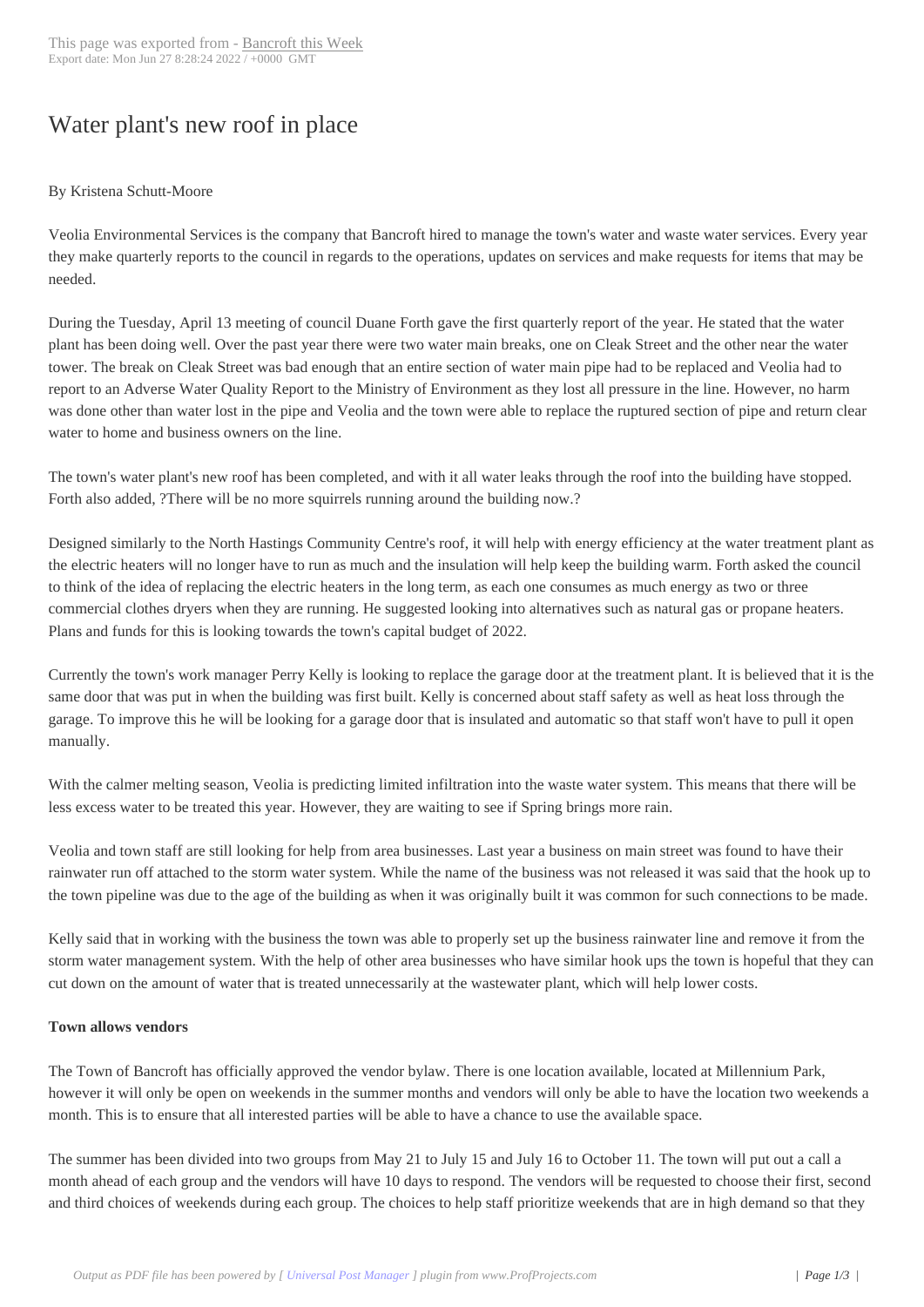# Water plant's new roof in place

By Kristena Schutt-Moore

Veolia Environmental Services is the company that Bancroft hired to manage the town's water and waste water services. Every year they make quarterly reports to the council in regards to the operations, updates on services and make requests for items that may be needed.

During the Tuesday, April 13 meeting of council Duane Forth gave the first quarterly report of the year. He stated that the water plant has been doing well. Over the past year there were two water main breaks, one on Cleak Street and the other near the water tower. The break on Cleak Street was bad enough that an entire section of water main pipe had to be replaced and Veolia had to report to an Adverse Water Quality Report to the Ministry of Environment as they lost all pressure in the line. However, no harm was done other than water lost in the pipe and Veolia and the town were able to replace the ruptured section of pipe and return clear water to home and business owners on the line.

The town's water plant's new roof has been completed, and with it all water leaks through the roof into the building have stopped. Forth also added, ?There will be no more squirrels running around the building now.?

Designed similarly to the North Hastings Community Centre's roof, it will help with energy efficiency at the water treatment plant as the electric heaters will no longer have to run as much and the insulation will help keep the building warm. Forth asked the council to think of the idea of replacing the electric heaters in the long term, as each one consumes as much energy as two or three commercial clothes dryers when they are running. He suggested looking into alternatives such as natural gas or propane heaters. Plans and funds for this is looking towards the town's capital budget of 2022.

Currently the town's work manager Perry Kelly is looking to replace the garage door at the treatment plant. It is believed that it is the same door that was put in when the building was first built. Kelly is concerned about staff safety as well as heat loss through the garage. To improve this he will be looking for a garage door that is insulated and automatic so that staff won't have to pull it open manually.

With the calmer melting season, Veolia is predicting limited infiltration into the waste water system. This means that there will be less excess water to be treated this year. However, they are waiting to see if Spring brings more rain.

Veolia and town staff are still looking for help from area businesses. Last year a business on main street was found to have their rainwater run off attached to the storm water system. While the name of the business was not released it was said that the hook up to the town pipeline was due to the age of the building as when it was originally built it was common for such connections to be made.

Kelly said that in working with the business the town was able to properly set up the business rainwater line and remove it from the storm water management system. With the help of other area businesses who have similar hook ups the town is hopeful that they can cut down on the amount of water that is treated unnecessarily at the wastewater plant, which will help lower costs.

**Town allows vendors**

The Town of Bancroft has officially approved the vendor bylaw. There is one location available, located at Millennium Park, however it will only be open on weekends in the summer months and vendors will only be able to have the location two weekends a month. This is to ensure that all interested parties will be able to have a chance to use the available space.

The summer has been divided into two groups from May 21 to July 15 and July 16 to October 11. The town will put out a call a month ahead of each group and the vendors will have 10 days to respond. The vendors will be requested to choose their first, second and third choices of weekends during each group. The choices to help staff prioritize weekends that are in high demand so that they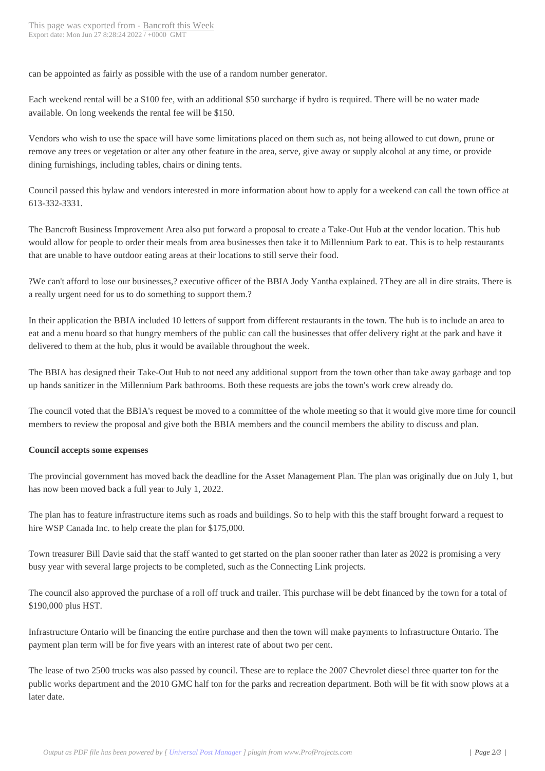can be appointed as fairly as possible with the use of a random number generator.

Each weekend rental will be a $100 fee, with an additional $50 surcharge if hydro is required. There will be no water made available. On long weekends the rental fee will be $150.

Vendors who wish to use the space will have some limitations placed on them such as, not being allowed to cut down, prune or remove any trees or vegetation or alter any other feature in the area, serve, give away or supply alcohol at any time, or provide dining furnishings, including tables, chairs or dining tents.

Council passed this bylaw and vendors interested in more information about how to apply for a weekend can call the town office at 613-332-3331.

The Bancroft Business Improvement Area also put forward a proposal to create a Take-Out Hub at the vendor location. This hub would allow for people to order their meals from area businesses then take it to Millennium Park to eat. This is to help restaurants that are unable to have outdoor eating areas at their locations to still serve their food.

?We can't afford to lose our businesses,? executive officer of the BBIA Jody Yantha explained. ?They are all in dire straits. There is a really urgent need for us to do something to support them.?

In their application the BBIA included 10 letters of support from different restaurants in the town. The hub is to include an area to eat and a menu board so that hungry members of the public can call the businesses that offer delivery right at the park and have it delivered to them at the hub, plus it would be available throughout the week.

The BBIA has designed their Take-Out Hub to not need any additional support from the town other than take away garbage and top up hands sanitizer in the Millennium Park bathrooms. Both these requests are jobs the town's work crew already do.

The council voted that the BBIA's request be moved to a committee of the whole meeting so that it would give more time for council members to review the proposal and give both the BBIA members and the council members the ability to discuss and plan.

**Council accepts some expenses**

The provincial government has moved back the deadline for the Asset Management Plan. The plan was originally due on July 1, but has now been moved back a full year to July 1, 2022.

The plan has to feature infrastructure items such as roads and buildings. So to help with this the staff brought forward a request to hire WSP Canada Inc. to help create the plan for $175,000.

Town treasurer Bill Davie said that the staff wanted to get started on the plan sooner rather than later as 2022 is promising a very busy year with several large projects to be completed, such as the Connecting Link projects.

The council also approved the purchase of a roll off truck and trailer. This purchase will be debt financed by the town for a total of $190,000 plus HST.

Infrastructure Ontario will be financing the entire purchase and then the town will make payments to Infrastructure Ontario. The payment plan term will be for five years with an interest rate of about two per cent.

The lease of two 2500 trucks was also passed by council. These are to replace the 2007 Chevrolet diesel three quarter ton for the public works department and the 2010 GMC half ton for the parks and recreation department. Both will be fit with snow plows at a later date.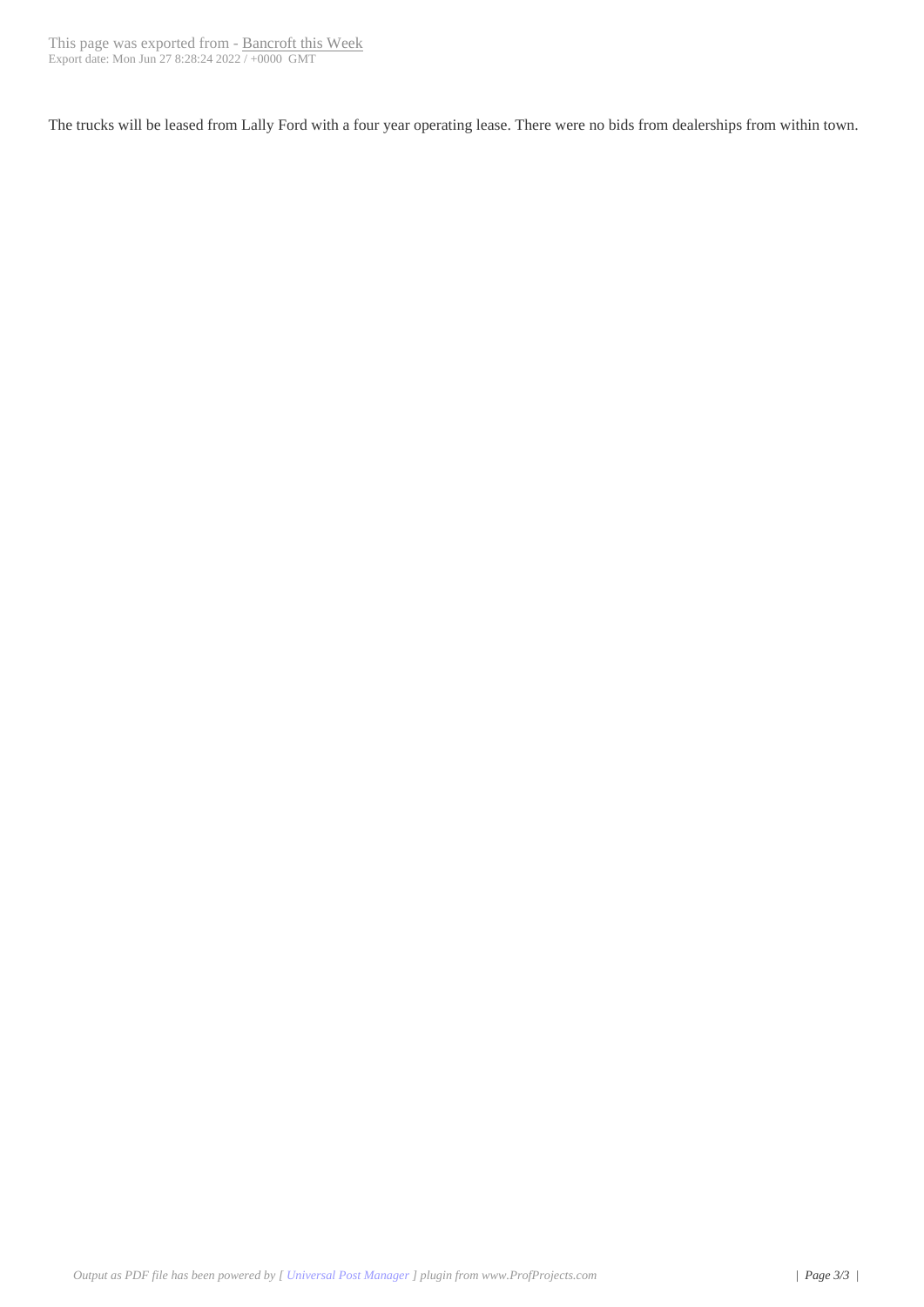The trucks will be leased from Lally Ford with a four year operating lease. There were no bids from dealerships from within town.